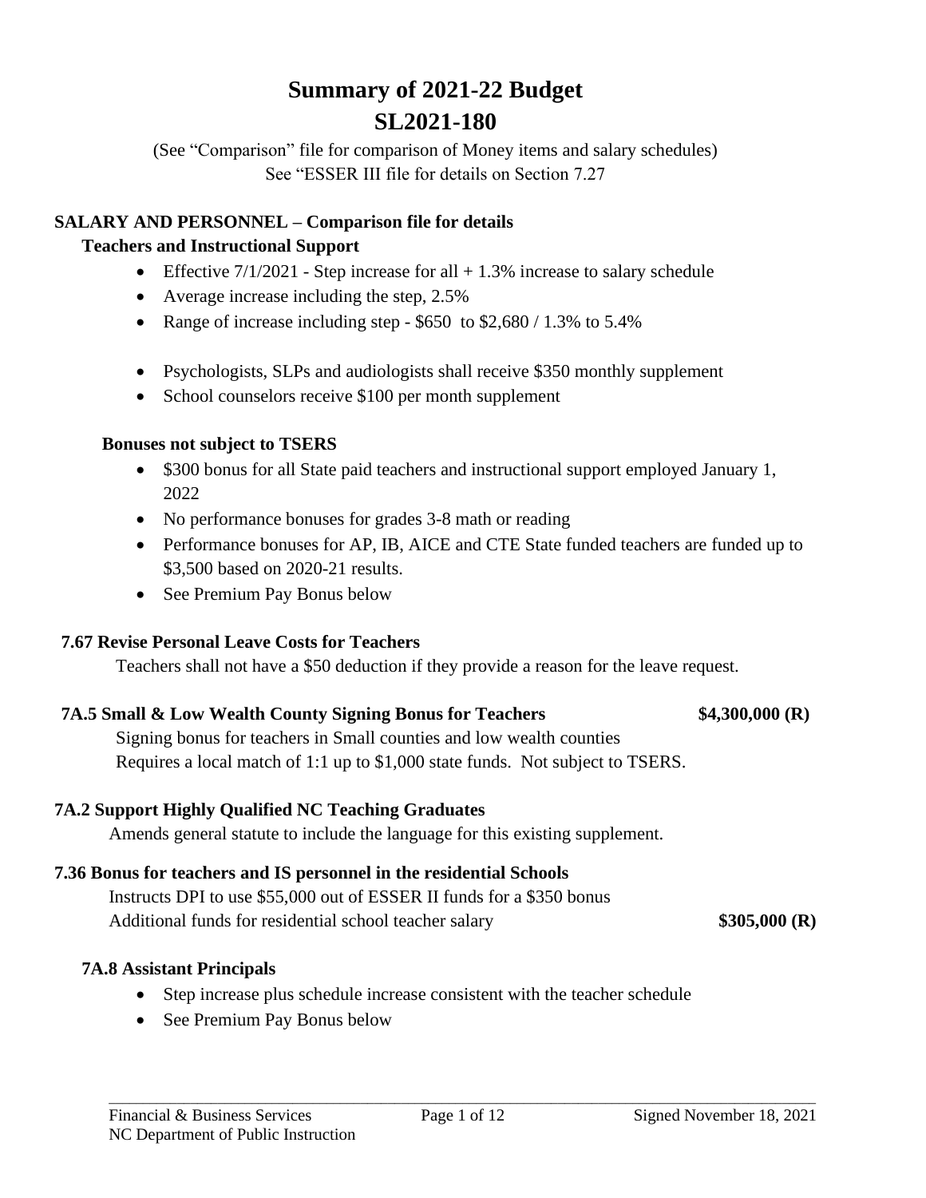# Summary of 2021-22 Budget
# SL2021-180

(See "Comparison" file for comparison of Money items and salary schedules)
See "ESSER III file for details on Section 7.27

**SALARY AND PERSONNEL – Comparison file for details**

**Teachers and Instructional Support**

- Effective 7/1/2021 - Step increase for all + 1.3% increase to salary schedule
- Average increase including the step, 2.5%
- Range of increase including step - $650 to $2,680 / 1.3% to 5.4%

- Psychologists, SLPs and audiologists shall receive $350 monthly supplement
- School counselors receive $100 per month supplement

**Bonuses not subject to TSERS**

- $300 bonus for all State paid teachers and instructional support employed January 1, 2022
- No performance bonuses for grades 3-8 math or reading
- Performance bonuses for AP, IB, AICE and CTE State funded teachers are funded up to $3,500 based on 2020-21 results.
- See Premium Pay Bonus below

**7.67 Revise Personal Leave Costs for Teachers**

Teachers shall not have a $50 deduction if they provide a reason for the leave request.

**7A.5 Small & Low Wealth County Signing Bonus for Teachers** **$4,300,000 (R)**

Signing bonus for teachers in Small counties and low wealth counties
Requires a local match of 1:1 up to $1,000 state funds. Not subject to TSERS.

**7A.2 Support Highly Qualified NC Teaching Graduates**

Amends general statute to include the language for this existing supplement.

**7.36 Bonus for teachers and IS personnel in the residential Schools**

Instructs DPI to use $55,000 out of ESSER II funds for a $350 bonus
Additional funds for residential school teacher salary **$305,000 (R)**

**7A.8 Assistant Principals**

- Step increase plus schedule increase consistent with the teacher schedule
- See Premium Pay Bonus below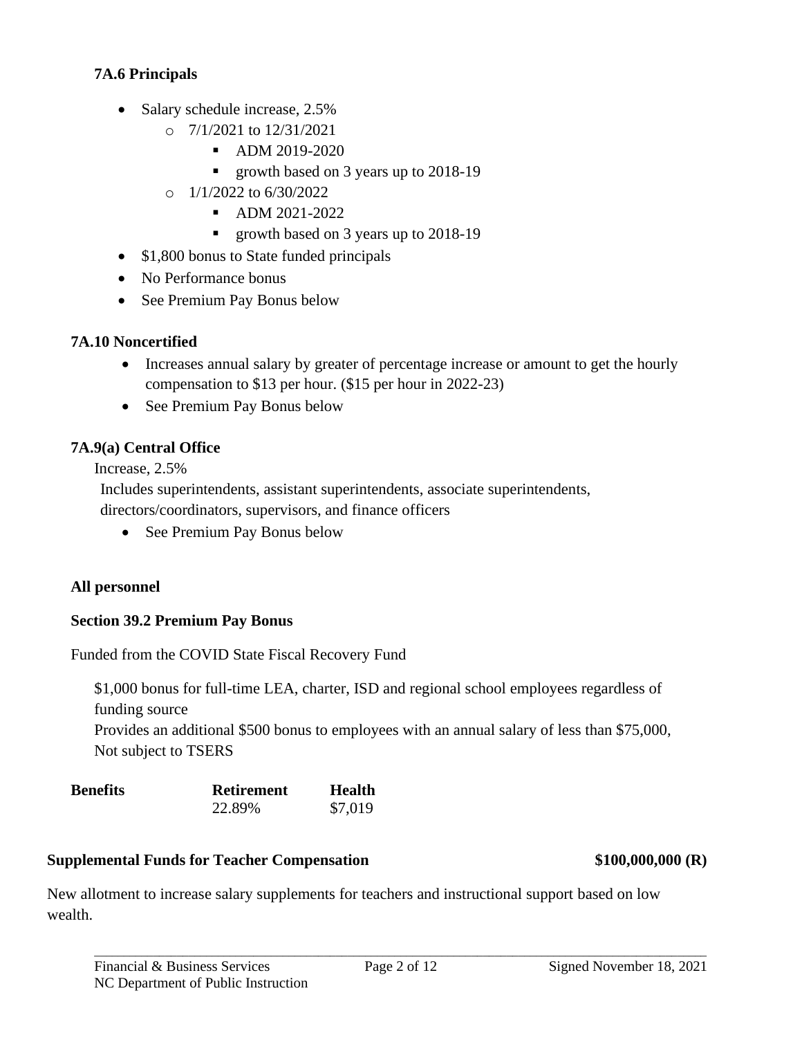### 7A.6 Principals

- Salary schedule increase, 2.5%
  - 7/1/2021 to 12/31/2021
    - ADM 2019-2020
    - growth based on 3 years up to 2018-19
  - 1/1/2022 to 6/30/2022
    - ADM 2021-2022
    - growth based on 3 years up to 2018-19
- $1,800 bonus to State funded principals
- No Performance bonus
- See Premium Pay Bonus below

### 7A.10 Noncertified

- Increases annual salary by greater of percentage increase or amount to get the hourly compensation to $13 per hour. ($15 per hour in 2022-23)
- See Premium Pay Bonus below

### 7A.9(a) Central Office

Increase, 2.5%

Includes superintendents, assistant superintendents, associate superintendents, directors/coordinators, supervisors, and finance officers

- See Premium Pay Bonus below

### All personnel

### Section 39.2 Premium Pay Bonus

Funded from the COVID State Fiscal Recovery Fund

$1,000 bonus for full-time LEA, charter, ISD and regional school employees regardless of funding source

Provides an additional $500 bonus to employees with an annual salary of less than $75,000, Not subject to TSERS

| Benefits | Retirement | Health |
|---|---|---|
| | 22.89% | $7,019 |

### Supplemental Funds for Teacher Compensation — $100,000,000 (R)

New allotment to increase salary supplements for teachers and instructional support based on low wealth.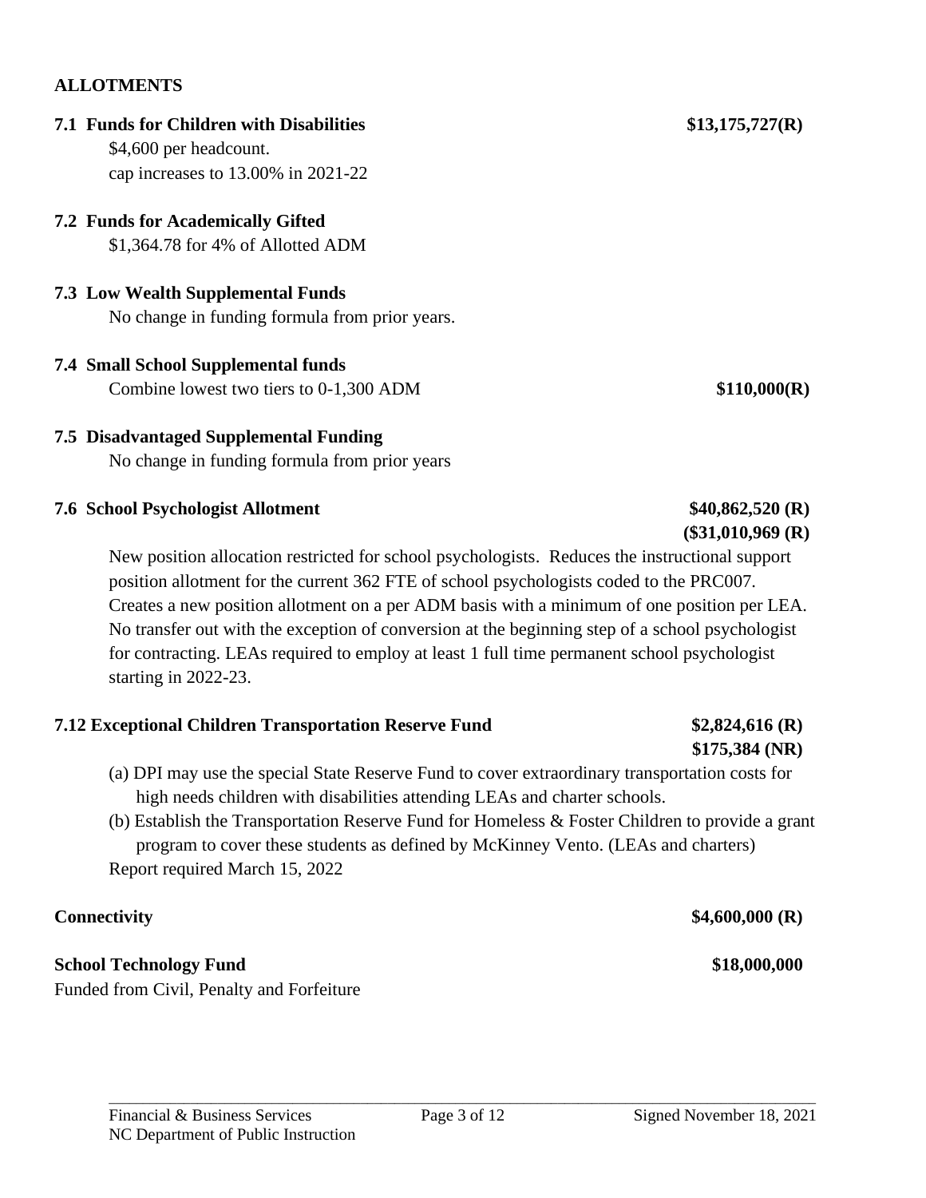## ALLOTMENTS

**7.1 Funds for Children with Disabilities** **$13,175,727(R)**

$4,600 per headcount.
cap increases to 13.00% in 2021-22

**7.2 Funds for Academically Gifted**

$1,364.78 for 4% of Allotted ADM

**7.3 Low Wealth Supplemental Funds**

No change in funding formula from prior years.

**7.4 Small School Supplemental funds**

Combine lowest two tiers to 0-1,300 ADM **$110,000(R)**

**7.5 Disadvantaged Supplemental Funding**

No change in funding formula from prior years

**7.6 School Psychologist Allotment** **$40,862,520 (R)** **($31,010,969 (R)**

New position allocation restricted for school psychologists. Reduces the instructional support position allotment for the current 362 FTE of school psychologists coded to the PRC007. Creates a new position allotment on a per ADM basis with a minimum of one position per LEA. No transfer out with the exception of conversion at the beginning step of a school psychologist for contracting. LEAs required to employ at least 1 full time permanent school psychologist starting in 2022-23.

**7.12 Exceptional Children Transportation Reserve Fund** **$2,824,616 (R)** **$175,384 (NR)**

(a) DPI may use the special State Reserve Fund to cover extraordinary transportation costs for high needs children with disabilities attending LEAs and charter schools.
(b) Establish the Transportation Reserve Fund for Homeless & Foster Children to provide a grant program to cover these students as defined by McKinney Vento. (LEAs and charters)

Report required March 15, 2022

**Connectivity** **$4,600,000 (R)**

**School Technology Fund** **$18,000,000**

Funded from Civil, Penalty and Forfeiture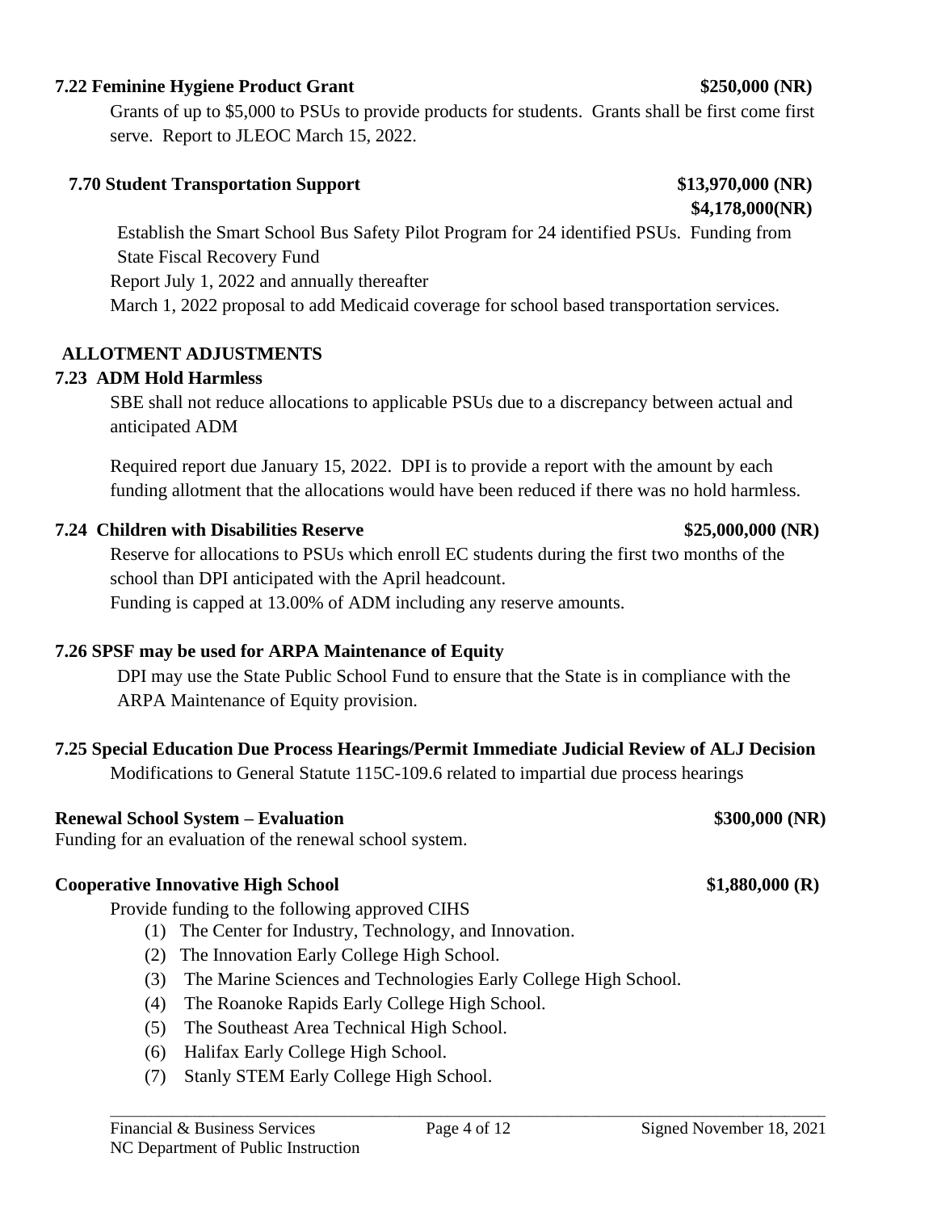**7.22 Feminine Hygiene Product Grant** **$250,000 (NR)**

Grants of up to $5,000 to PSUs to provide products for students. Grants shall be first come first serve. Report to JLEOC March 15, 2022.

**7.70 Student Transportation Support** **$13,970,000 (NR)**
**$4,178,000(NR)**

Establish the Smart School Bus Safety Pilot Program for 24 identified PSUs. Funding from State Fiscal Recovery Fund

Report July 1, 2022 and annually thereafter

March 1, 2022 proposal to add Medicaid coverage for school based transportation services.

**ALLOTMENT ADJUSTMENTS**

**7.23 ADM Hold Harmless**

SBE shall not reduce allocations to applicable PSUs due to a discrepancy between actual and anticipated ADM

Required report due January 15, 2022. DPI is to provide a report with the amount by each funding allotment that the allocations would have been reduced if there was no hold harmless.

**7.24 Children with Disabilities Reserve** **$25,000,000 (NR)**

Reserve for allocations to PSUs which enroll EC students during the first two months of the school than DPI anticipated with the April headcount.

Funding is capped at 13.00% of ADM including any reserve amounts.

**7.26 SPSF may be used for ARPA Maintenance of Equity**

DPI may use the State Public School Fund to ensure that the State is in compliance with the ARPA Maintenance of Equity provision.

**7.25 Special Education Due Process Hearings/Permit Immediate Judicial Review of ALJ Decision**

Modifications to General Statute 115C-109.6 related to impartial due process hearings

**Renewal School System – Evaluation** **$300,000 (NR)**

Funding for an evaluation of the renewal school system.

**Cooperative Innovative High School** **$1,880,000 (R)**

Provide funding to the following approved CIHS

(1) The Center for Industry, Technology, and Innovation.
(2) The Innovation Early College High School.
(3) The Marine Sciences and Technologies Early College High School.
(4) The Roanoke Rapids Early College High School.
(5) The Southeast Area Technical High School.
(6) Halifax Early College High School.
(7) Stanly STEM Early College High School.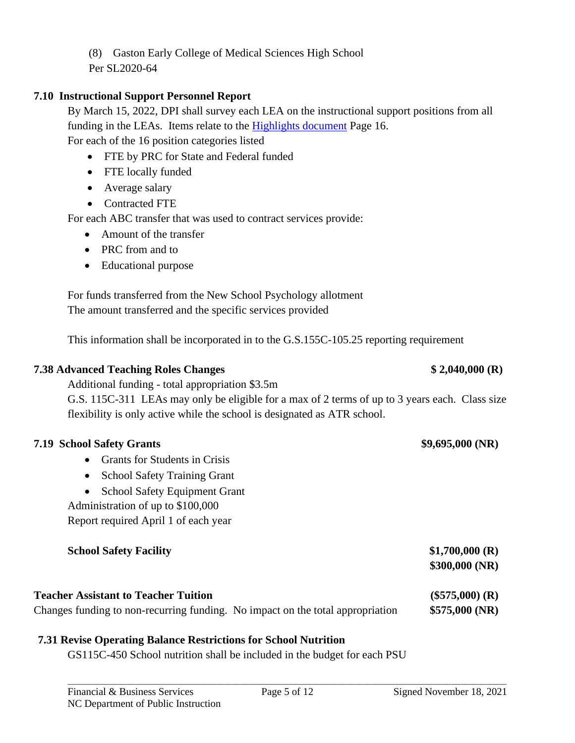(8) Gaston Early College of Medical Sciences High School
Per SL2020-64

**7.10 Instructional Support Personnel Report**

By March 15, 2022, DPI shall survey each LEA on the instructional support positions from all funding in the LEAs. Items relate to the Highlights document Page 16.

For each of the 16 position categories listed

- FTE by PRC for State and Federal funded
- FTE locally funded
- Average salary
- Contracted FTE

For each ABC transfer that was used to contract services provide:

- Amount of the transfer
- PRC from and to
- Educational purpose

For funds transferred from the New School Psychology allotment
The amount transferred and the specific services provided

This information shall be incorporated in to the G.S.155C-105.25 reporting requirement

**7.38 Advanced Teaching Roles Changes** **$ 2,040,000 (R)**

Additional funding - total appropriation $3.5m
G.S. 115C-311 LEAs may only be eligible for a max of 2 terms of up to 3 years each. Class size flexibility is only active while the school is designated as ATR school.

**7.19 School Safety Grants** **$9,695,000 (NR)**

- Grants for Students in Crisis
- School Safety Training Grant
- School Safety Equipment Grant

Administration of up to $100,000
Report required April 1 of each year

**School Safety Facility** **$1,700,000 (R)**
**$300,000 (NR)**

**Teacher Assistant to Teacher Tuition** **($575,000) (R)**
Changes funding to non-recurring funding. No impact on the total appropriation **$575,000 (NR)**

**7.31 Revise Operating Balance Restrictions for School Nutrition**

GS115C-450 School nutrition shall be included in the budget for each PSU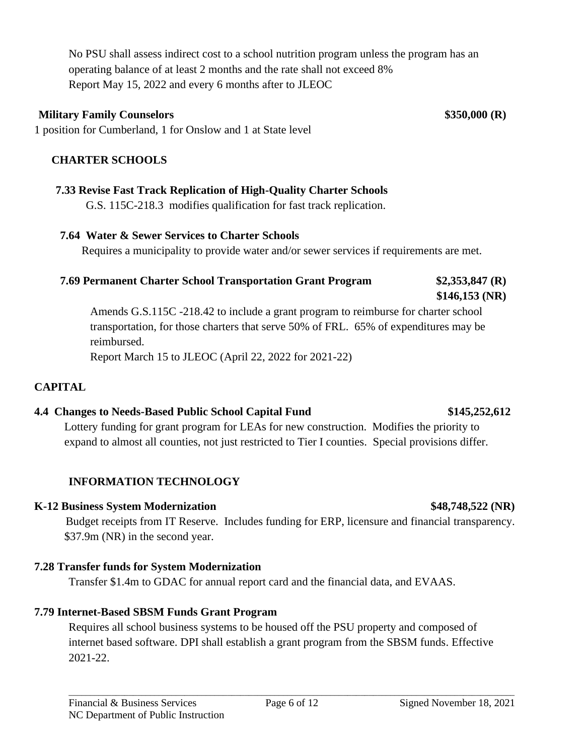No PSU shall assess indirect cost to a school nutrition program unless the program has an operating balance of at least 2 months and the rate shall not exceed 8%
Report May 15, 2022 and every 6 months after to JLEOC

**Military Family Counselors** **$350,000 (R)**

1 position for Cumberland, 1 for Onslow and 1 at State level

## CHARTER SCHOOLS

**7.33 Revise Fast Track Replication of High-Quality Charter Schools**

G.S. 115C-218.3 modifies qualification for fast track replication.

**7.64 Water & Sewer Services to Charter Schools**

Requires a municipality to provide water and/or sewer services if requirements are met.

**7.69 Permanent Charter School Transportation Grant Program** **$2,353,847 (R)** **$146,153 (NR)**

Amends G.S.115C -218.42 to include a grant program to reimburse for charter school transportation, for those charters that serve 50% of FRL. 65% of expenditures may be reimbursed.
Report March 15 to JLEOC (April 22, 2022 for 2021-22)

## CAPITAL

**4.4 Changes to Needs-Based Public School Capital Fund** **$145,252,612**

Lottery funding for grant program for LEAs for new construction. Modifies the priority to expand to almost all counties, not just restricted to Tier I counties. Special provisions differ.

## INFORMATION TECHNOLOGY

**K-12 Business System Modernization** **$48,748,522 (NR)**

Budget receipts from IT Reserve. Includes funding for ERP, licensure and financial transparency. $37.9m (NR) in the second year.

**7.28 Transfer funds for System Modernization**

Transfer $1.4m to GDAC for annual report card and the financial data, and EVAAS.

**7.79 Internet-Based SBSM Funds Grant Program**

Requires all school business systems to be housed off the PSU property and composed of internet based software. DPI shall establish a grant program from the SBSM funds. Effective 2021-22.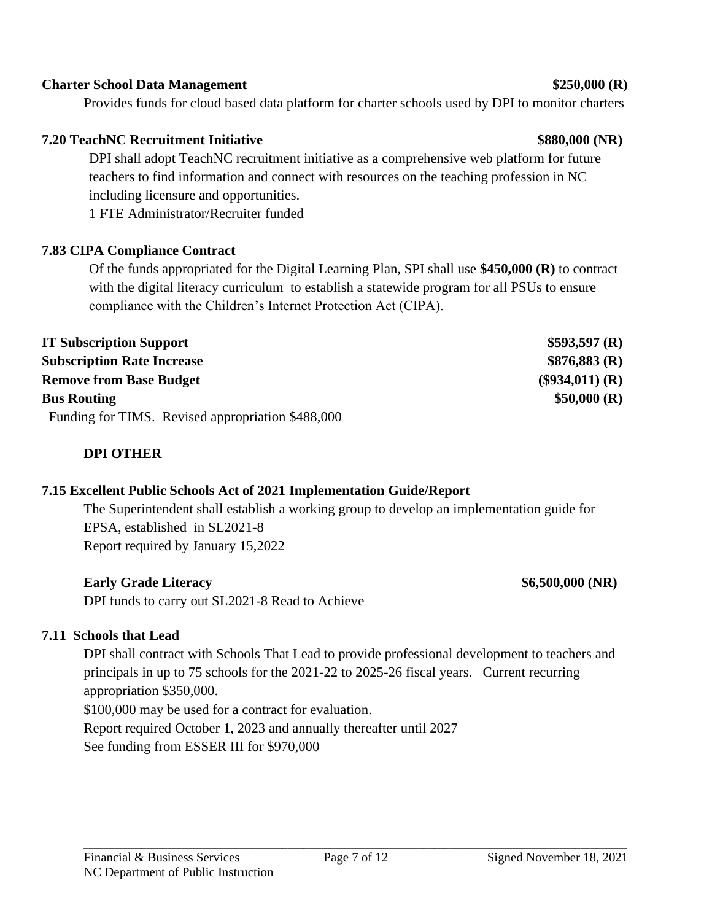**Charter School Data Management** **$250,000 (R)**

Provides funds for cloud based data platform for charter schools used by DPI to monitor charters

**7.20 TeachNC Recruitment Initiative** **$880,000 (NR)**

DPI shall adopt TeachNC recruitment initiative as a comprehensive web platform for future teachers to find information and connect with resources on the teaching profession in NC including licensure and opportunities.
1 FTE Administrator/Recruiter funded

**7.83 CIPA Compliance Contract**

Of the funds appropriated for the Digital Learning Plan, SPI shall use **$450,000 (R)** to contract with the digital literacy curriculum to establish a statewide program for all PSUs to ensure compliance with the Children's Internet Protection Act (CIPA).

**IT Subscription Support** **$593,597 (R)**
**Subscription Rate Increase** **$876,883 (R)**
**Remove from Base Budget** **($934,011) (R)**
**Bus Routing** **$50,000 (R)**
Funding for TIMS. Revised appropriation $488,000

**DPI OTHER**

**7.15 Excellent Public Schools Act of 2021 Implementation Guide/Report**

The Superintendent shall establish a working group to develop an implementation guide for EPSA, established in SL2021-8
Report required by January 15,2022

**Early Grade Literacy** **$6,500,000 (NR)**

DPI funds to carry out SL2021-8 Read to Achieve

**7.11 Schools that Lead**

DPI shall contract with Schools That Lead to provide professional development to teachers and principals in up to 75 schools for the 2021-22 to 2025-26 fiscal years. Current recurring appropriation $350,000.
$100,000 may be used for a contract for evaluation.
Report required October 1, 2023 and annually thereafter until 2027
See funding from ESSER III for $970,000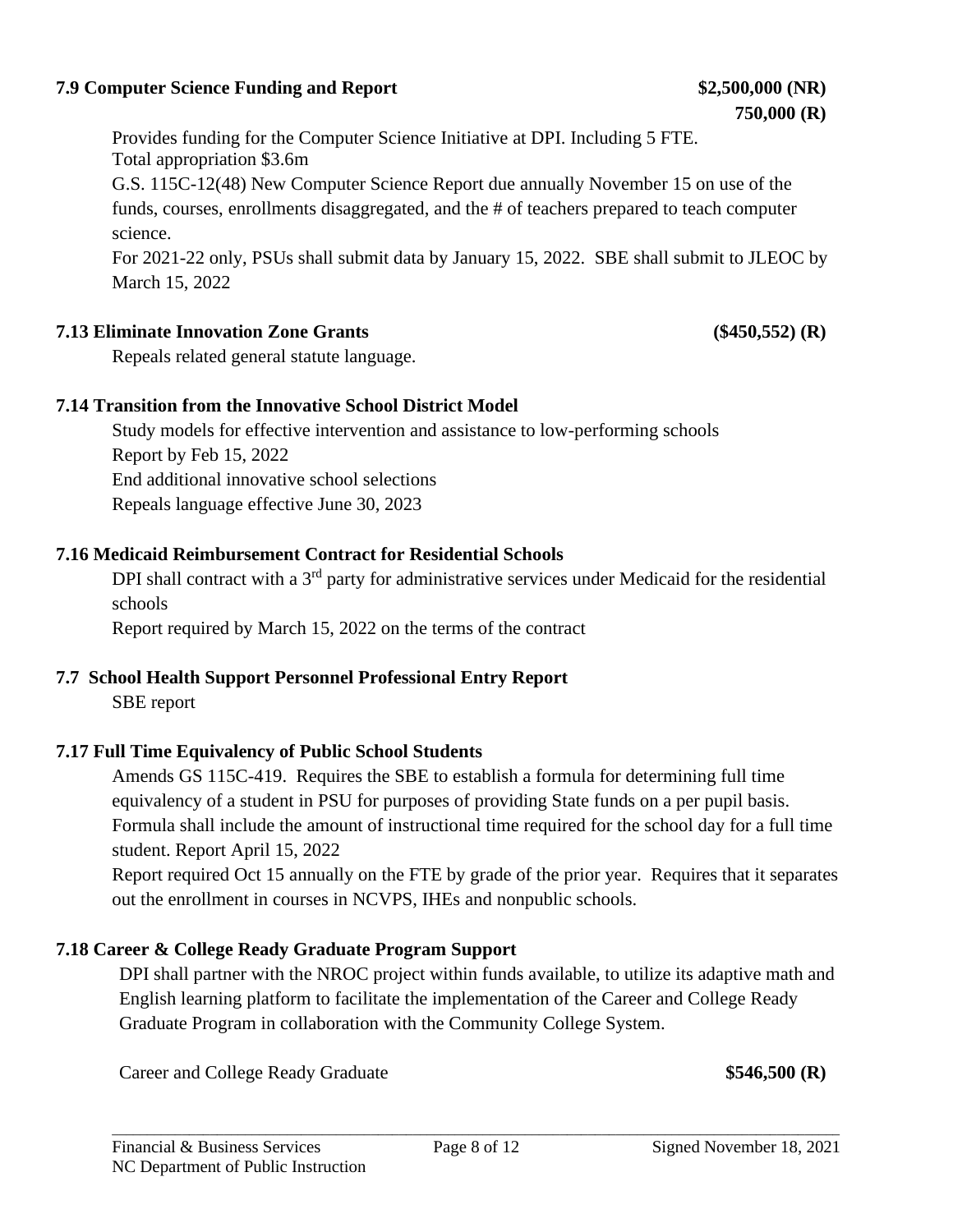**7.9 Computer Science Funding and Report** **$2,500,000 (NR)**
**750,000 (R)**

Provides funding for the Computer Science Initiative at DPI. Including 5 FTE.
Total appropriation $3.6m
G.S. 115C-12(48) New Computer Science Report due annually November 15 on use of the funds, courses, enrollments disaggregated, and the # of teachers prepared to teach computer science.
For 2021-22 only, PSUs shall submit data by January 15, 2022. SBE shall submit to JLEOC by March 15, 2022

**7.13 Eliminate Innovation Zone Grants** **($450,552) (R)**

Repeals related general statute language.

**7.14 Transition from the Innovative School District Model**

Study models for effective intervention and assistance to low-performing schools
Report by Feb 15, 2022
End additional innovative school selections
Repeals language effective June 30, 2023

**7.16 Medicaid Reimbursement Contract for Residential Schools**

DPI shall contract with a 3rd party for administrative services under Medicaid for the residential schools
Report required by March 15, 2022 on the terms of the contract

**7.7 School Health Support Personnel Professional Entry Report**

SBE report

**7.17 Full Time Equivalency of Public School Students**

Amends GS 115C-419. Requires the SBE to establish a formula for determining full time equivalency of a student in PSU for purposes of providing State funds on a per pupil basis. Formula shall include the amount of instructional time required for the school day for a full time student. Report April 15, 2022
Report required Oct 15 annually on the FTE by grade of the prior year. Requires that it separates out the enrollment in courses in NCVPS, IHEs and nonpublic schools.

**7.18 Career & College Ready Graduate Program Support**

DPI shall partner with the NROC project within funds available, to utilize its adaptive math and English learning platform to facilitate the implementation of the Career and College Ready Graduate Program in collaboration with the Community College System.

Career and College Ready Graduate **$546,500 (R)**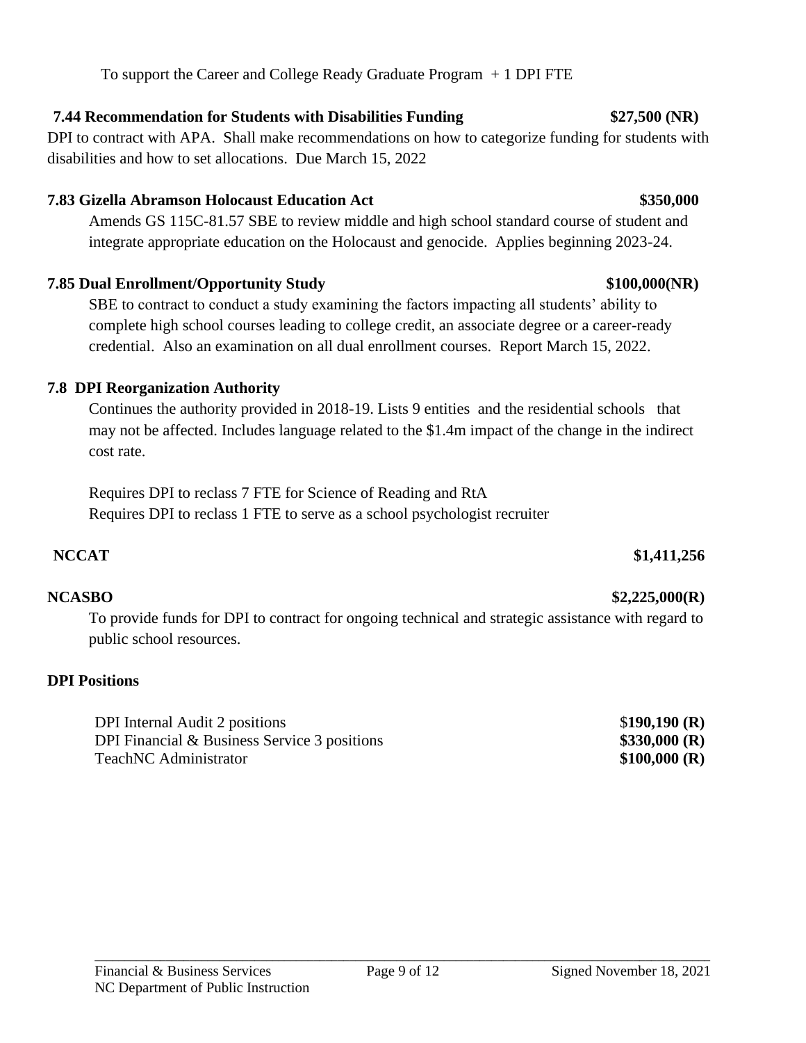To support the Career and College Ready Graduate Program + 1 DPI FTE

**7.44 Recommendation for Students with Disabilities Funding** **$27,500 (NR)**

DPI to contract with APA. Shall make recommendations on how to categorize funding for students with disabilities and how to set allocations. Due March 15, 2022

**7.83 Gizella Abramson Holocaust Education Act** **$350,000**

Amends GS 115C-81.57 SBE to review middle and high school standard course of student and integrate appropriate education on the Holocaust and genocide. Applies beginning 2023-24.

**7.85 Dual Enrollment/Opportunity Study** **$100,000(NR)**

SBE to contract to conduct a study examining the factors impacting all students' ability to complete high school courses leading to college credit, an associate degree or a career-ready credential. Also an examination on all dual enrollment courses. Report March 15, 2022.

**7.8 DPI Reorganization Authority**

Continues the authority provided in 2018-19. Lists 9 entities and the residential schools that may not be affected. Includes language related to the $1.4m impact of the change in the indirect cost rate.

Requires DPI to reclass 7 FTE for Science of Reading and RtA
Requires DPI to reclass 1 FTE to serve as a school psychologist recruiter

**NCCAT** **$1,411,256**

**NCASBO** **$2,225,000(R)**

To provide funds for DPI to contract for ongoing technical and strategic assistance with regard to public school resources.

**DPI Positions**

| | |
|---|---|
| DPI Internal Audit 2 positions | $**190,190 (R)** |
| DPI Financial & Business Service 3 positions | **$330,000 (R)** |
| TeachNC Administrator | **$100,000 (R)** |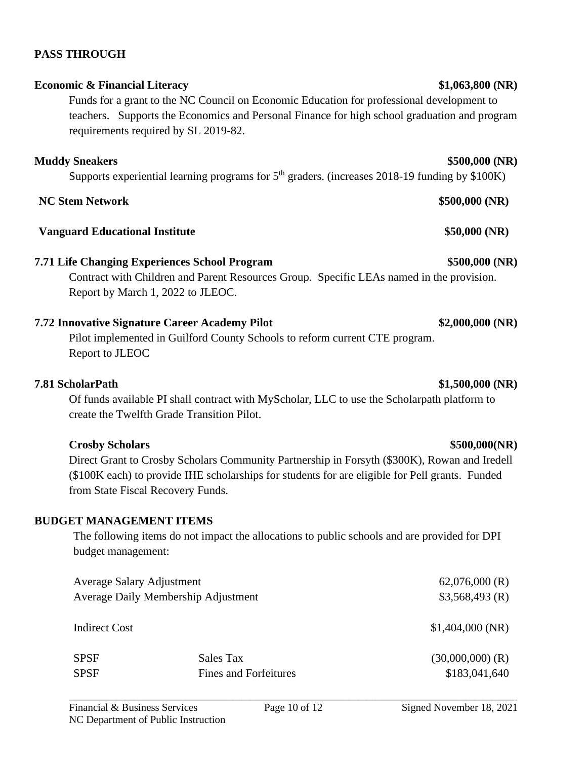**PASS THROUGH**

**Economic & Financial Literacy** **$1,063,800 (NR)**

Funds for a grant to the NC Council on Economic Education for professional development to teachers. Supports the Economics and Personal Finance for high school graduation and program requirements required by SL 2019-82.

**Muddy Sneakers** **$500,000 (NR)**

Supports experiential learning programs for 5th graders. (increases 2018-19 funding by $100K)

**NC Stem Network** **$500,000 (NR)**

**Vanguard Educational Institute** **$50,000 (NR)**

**7.71 Life Changing Experiences School Program** **$500,000 (NR)**

Contract with Children and Parent Resources Group. Specific LEAs named in the provision. Report by March 1, 2022 to JLEOC.

**7.72 Innovative Signature Career Academy Pilot** **$2,000,000 (NR)**

Pilot implemented in Guilford County Schools to reform current CTE program. Report to JLEOC

**7.81 ScholarPath** **$1,500,000 (NR)**

Of funds available PI shall contract with MyScholar, LLC to use the Scholarpath platform to create the Twelfth Grade Transition Pilot.

**Crosby Scholars** **$500,000(NR)**

Direct Grant to Crosby Scholars Community Partnership in Forsyth ($300K), Rowan and Iredell ($100K each) to provide IHE scholarships for students for are eligible for Pell grants. Funded from State Fiscal Recovery Funds.

**BUDGET MANAGEMENT ITEMS**

The following items do not impact the allocations to public schools and are provided for DPI budget management:

| | | |
|---|---|---|
| Average Salary Adjustment | | 62,076,000 (R) |
| Average Daily Membership Adjustment | | $3,568,493 (R) |
| Indirect Cost | | $1,404,000 (NR) |
| SPSF | Sales Tax | (30,000,000) (R) |
| SPSF | Fines and Forfeitures | $183,041,640 |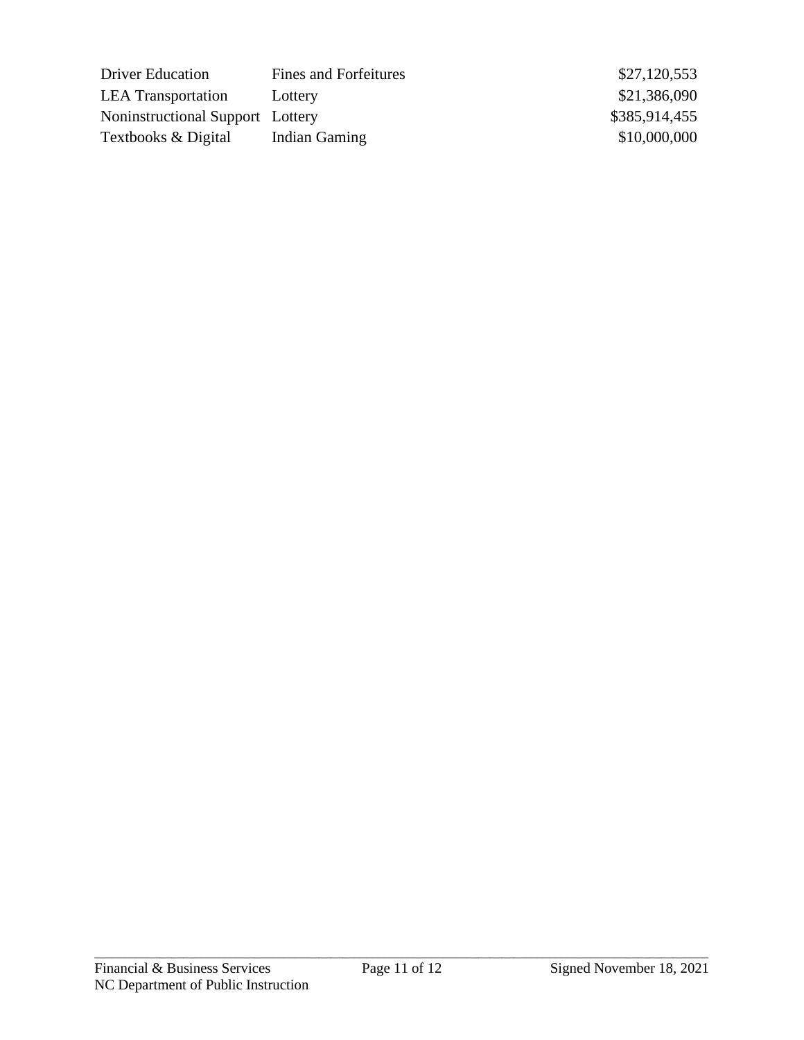| | | |
|---|---|---|
| Driver Education | Fines and Forfeitures | $27,120,553 |
| LEA Transportation | Lottery | $21,386,090 |
| Noninstructional Support | Lottery | $385,914,455 |
| Textbooks & Digital | Indian Gaming | $10,000,000 |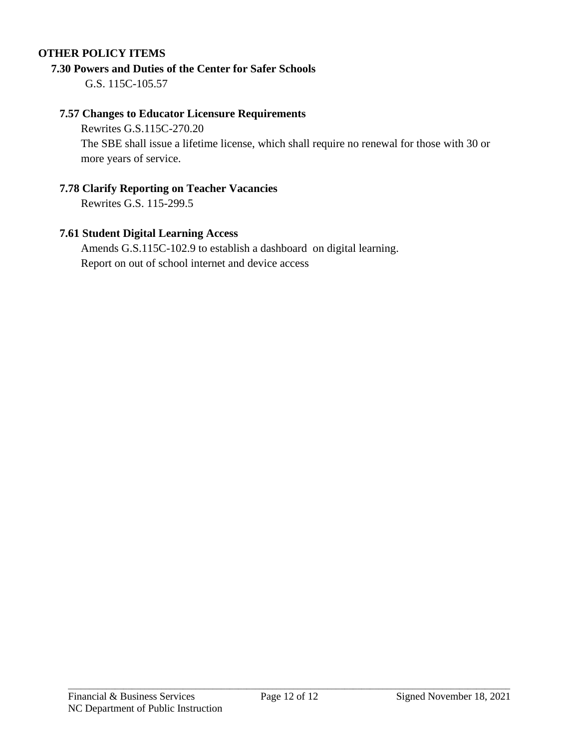**OTHER POLICY ITEMS**

**7.30 Powers and Duties of the Center for Safer Schools**

G.S. 115C-105.57

**7.57 Changes to Educator Licensure Requirements**

Rewrites G.S.115C-270.20

The SBE shall issue a lifetime license, which shall require no renewal for those with 30 or more years of service.

**7.78 Clarify Reporting on Teacher Vacancies**

Rewrites G.S. 115-299.5

**7.61 Student Digital Learning Access**

Amends G.S.115C-102.9 to establish a dashboard on digital learning.

Report on out of school internet and device access